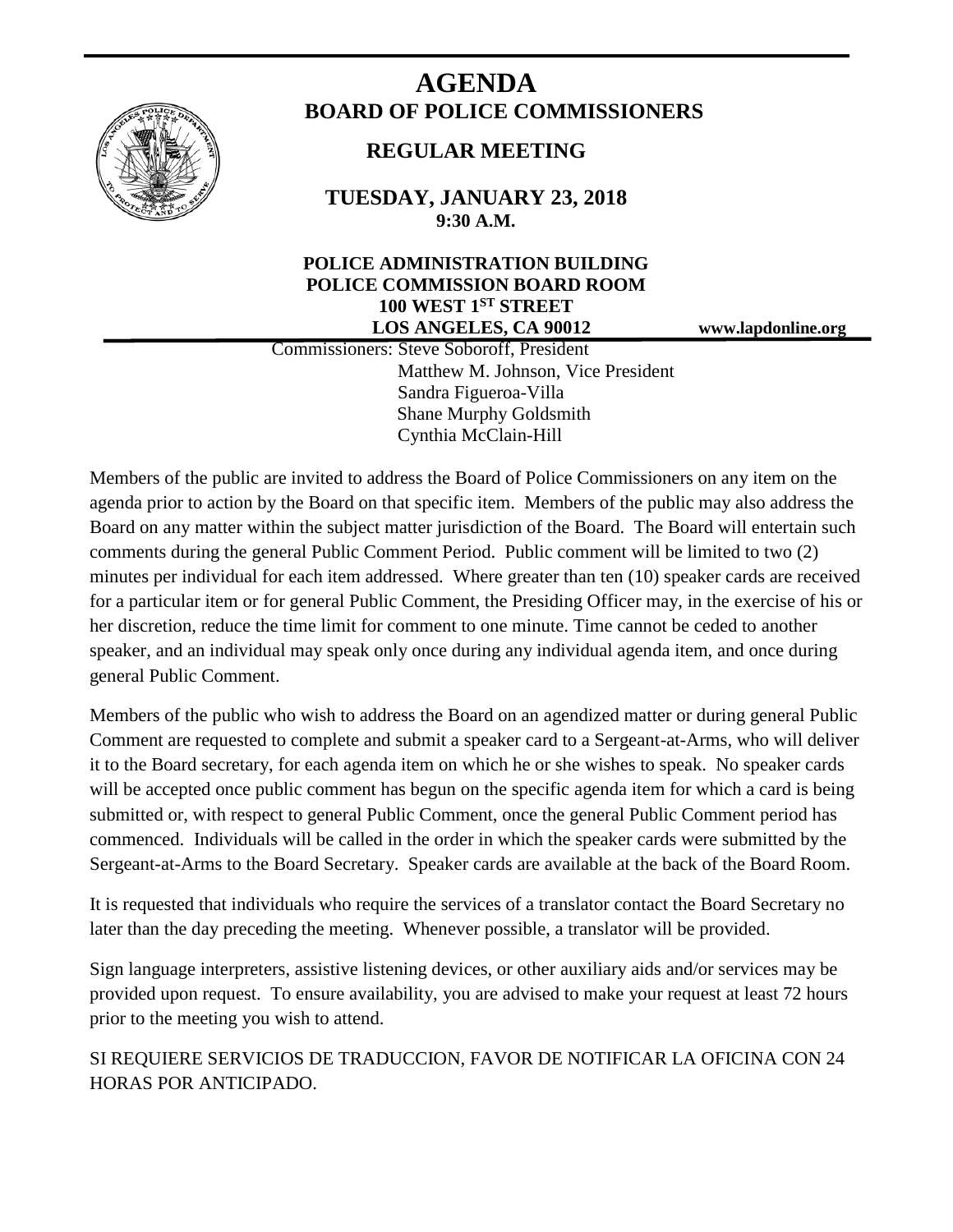# AGENDA

## BOARD OF POLICE COMMISSIONERS

### REGULAR MEETING

**TUESDAY, JANUARY 23, 2018**
**9:30 A.M.**

**POLICE ADMINISTRATION BUILDING**
**POLICE COMMISSION BOARD ROOM**
**100 WEST 1ST STREET**
**LOS ANGELES, CA 90012** **www.lapdonline.org**

Commissioners: Steve Soboroff, President
Matthew M. Johnson, Vice President
Sandra Figueroa-Villa
Shane Murphy Goldsmith
Cynthia McClain-Hill

Members of the public are invited to address the Board of Police Commissioners on any item on the agenda prior to action by the Board on that specific item. Members of the public may also address the Board on any matter within the subject matter jurisdiction of the Board. The Board will entertain such comments during the general Public Comment Period. Public comment will be limited to two (2) minutes per individual for each item addressed. Where greater than ten (10) speaker cards are received for a particular item or for general Public Comment, the Presiding Officer may, in the exercise of his or her discretion, reduce the time limit for comment to one minute. Time cannot be ceded to another speaker, and an individual may speak only once during any individual agenda item, and once during general Public Comment.

Members of the public who wish to address the Board on an agendized matter or during general Public Comment are requested to complete and submit a speaker card to a Sergeant-at-Arms, who will deliver it to the Board secretary, for each agenda item on which he or she wishes to speak. No speaker cards will be accepted once public comment has begun on the specific agenda item for which a card is being submitted or, with respect to general Public Comment, once the general Public Comment period has commenced. Individuals will be called in the order in which the speaker cards were submitted by the Sergeant-at-Arms to the Board Secretary. Speaker cards are available at the back of the Board Room.

It is requested that individuals who require the services of a translator contact the Board Secretary no later than the day preceding the meeting. Whenever possible, a translator will be provided.

Sign language interpreters, assistive listening devices, or other auxiliary aids and/or services may be provided upon request. To ensure availability, you are advised to make your request at least 72 hours prior to the meeting you wish to attend.

SI REQUIERE SERVICIOS DE TRADUCCION, FAVOR DE NOTIFICAR LA OFICINA CON 24 HORAS POR ANTICIPADO.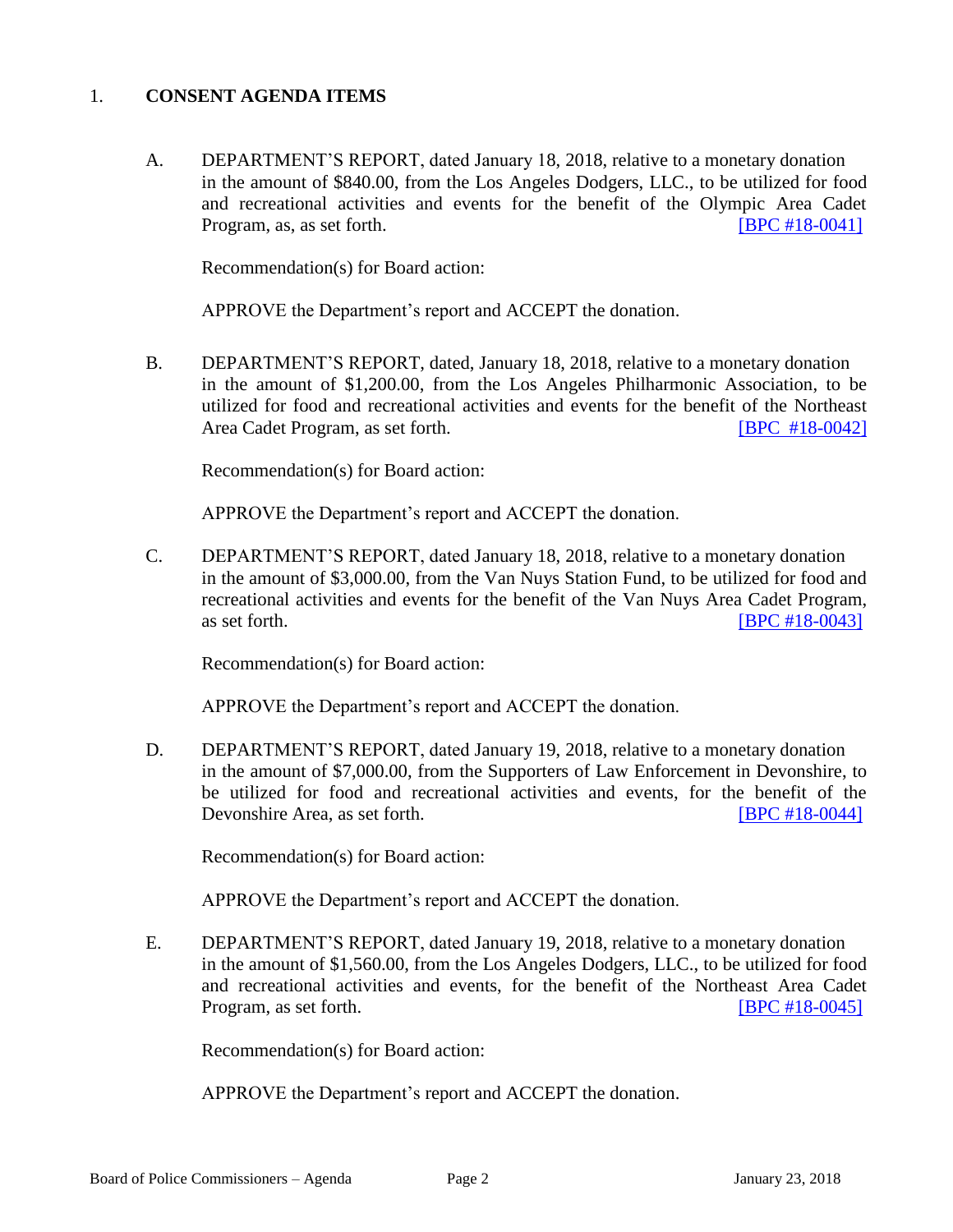1. **CONSENT AGENDA ITEMS**

   A. DEPARTMENT'S REPORT, dated January 18, 2018, relative to a monetary donation in the amount of $840.00, from the Los Angeles Dodgers, LLC., to be utilized for food and recreational activities and events for the benefit of the Olympic Area Cadet Program, as, as set forth. [BPC #18-0041]

      Recommendation(s) for Board action:

      APPROVE the Department's report and ACCEPT the donation.

   B. DEPARTMENT'S REPORT, dated, January 18, 2018, relative to a monetary donation in the amount of $1,200.00, from the Los Angeles Philharmonic Association, to be utilized for food and recreational activities and events for the benefit of the Northeast Area Cadet Program, as set forth. [BPC #18-0042]

      Recommendation(s) for Board action:

      APPROVE the Department's report and ACCEPT the donation.

   C. DEPARTMENT'S REPORT, dated January 18, 2018, relative to a monetary donation in the amount of $3,000.00, from the Van Nuys Station Fund, to be utilized for food and recreational activities and events for the benefit of the Van Nuys Area Cadet Program, as set forth. [BPC #18-0043]

      Recommendation(s) for Board action:

      APPROVE the Department's report and ACCEPT the donation.

   D. DEPARTMENT'S REPORT, dated January 19, 2018, relative to a monetary donation in the amount of $7,000.00, from the Supporters of Law Enforcement in Devonshire, to be utilized for food and recreational activities and events, for the benefit of the Devonshire Area, as set forth. [BPC #18-0044]

      Recommendation(s) for Board action:

      APPROVE the Department's report and ACCEPT the donation.

   E. DEPARTMENT'S REPORT, dated January 19, 2018, relative to a monetary donation in the amount of $1,560.00, from the Los Angeles Dodgers, LLC., to be utilized for food and recreational activities and events, for the benefit of the Northeast Area Cadet Program, as set forth. [BPC #18-0045]

      Recommendation(s) for Board action:

      APPROVE the Department's report and ACCEPT the donation.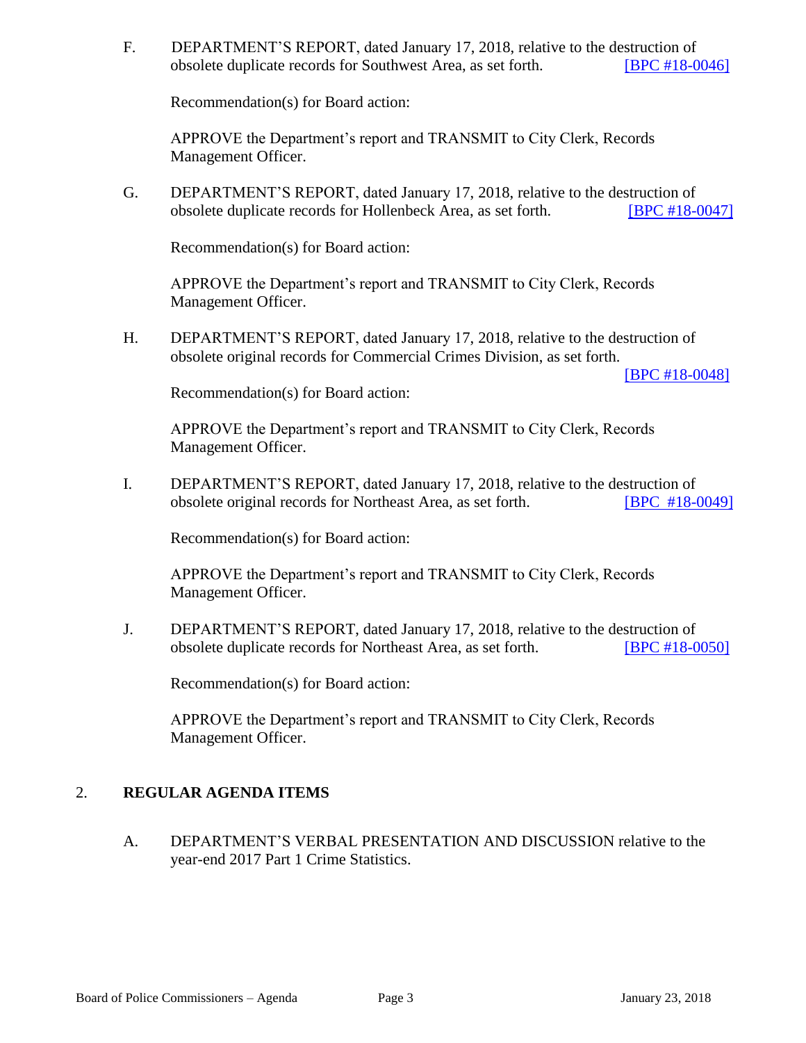F. DEPARTMENT'S REPORT, dated January 17, 2018, relative to the destruction of obsolete duplicate records for Southwest Area, as set forth. [BPC #18-0046]

Recommendation(s) for Board action:

APPROVE the Department's report and TRANSMIT to City Clerk, Records Management Officer.

G. DEPARTMENT'S REPORT, dated January 17, 2018, relative to the destruction of obsolete duplicate records for Hollenbeck Area, as set forth. [BPC #18-0047]

Recommendation(s) for Board action:

APPROVE the Department's report and TRANSMIT to City Clerk, Records Management Officer.

H. DEPARTMENT'S REPORT, dated January 17, 2018, relative to the destruction of obsolete original records for Commercial Crimes Division, as set forth. [BPC #18-0048]

Recommendation(s) for Board action:

APPROVE the Department's report and TRANSMIT to City Clerk, Records Management Officer.

I. DEPARTMENT'S REPORT, dated January 17, 2018, relative to the destruction of obsolete original records for Northeast Area, as set forth. [BPC #18-0049]

Recommendation(s) for Board action:

APPROVE the Department's report and TRANSMIT to City Clerk, Records Management Officer.

J. DEPARTMENT'S REPORT, dated January 17, 2018, relative to the destruction of obsolete duplicate records for Northeast Area, as set forth. [BPC #18-0050]

Recommendation(s) for Board action:

APPROVE the Department's report and TRANSMIT to City Clerk, Records Management Officer.

## 2. REGULAR AGENDA ITEMS

A. DEPARTMENT'S VERBAL PRESENTATION AND DISCUSSION relative to the year-end 2017 Part 1 Crime Statistics.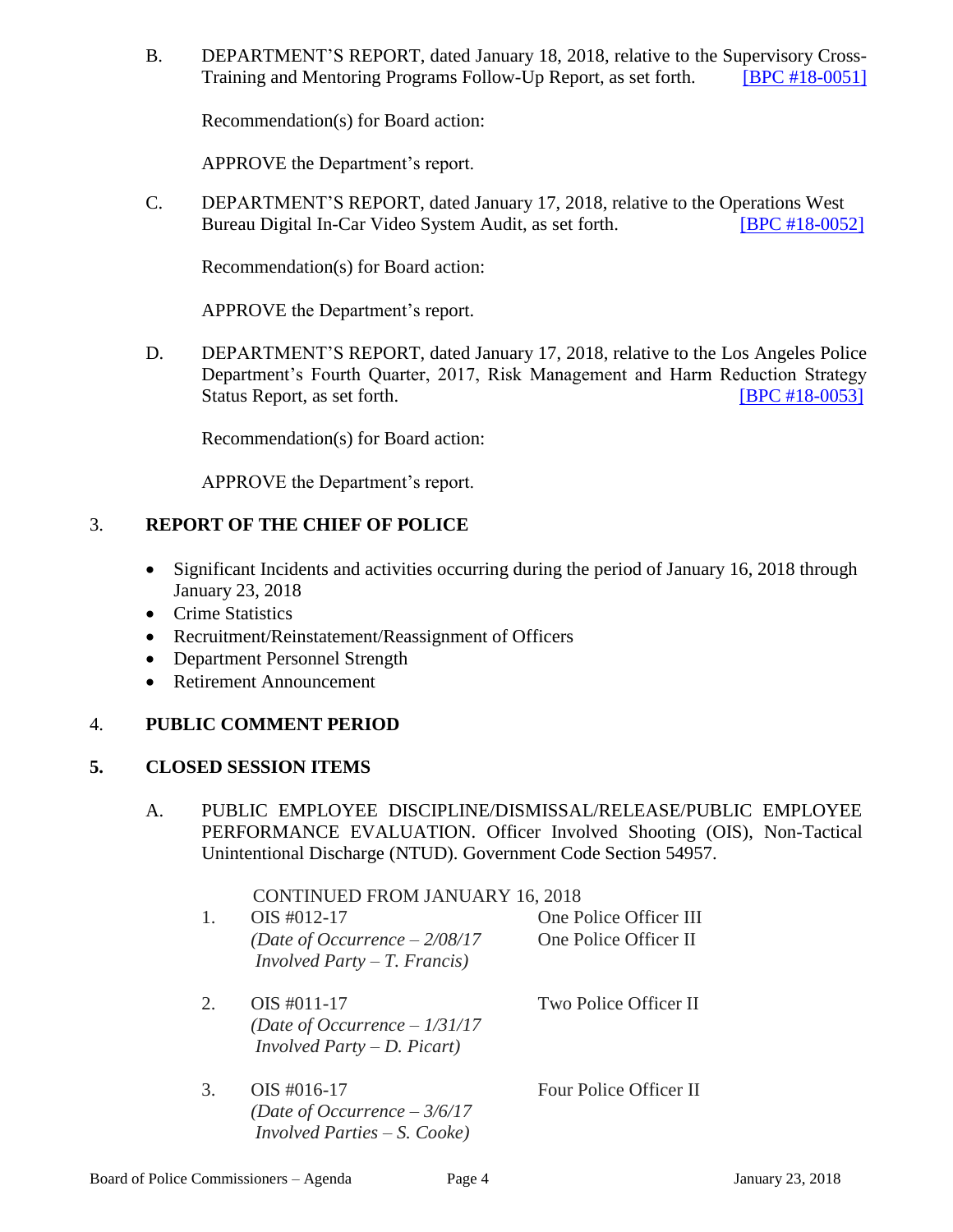B. DEPARTMENT'S REPORT, dated January 18, 2018, relative to the Supervisory Cross-Training and Mentoring Programs Follow-Up Report, as set forth. [BPC #18-0051]

Recommendation(s) for Board action:

APPROVE the Department's report.

C. DEPARTMENT'S REPORT, dated January 17, 2018, relative to the Operations West Bureau Digital In-Car Video System Audit, as set forth. [BPC #18-0052]

Recommendation(s) for Board action:

APPROVE the Department's report.

D. DEPARTMENT'S REPORT, dated January 17, 2018, relative to the Los Angeles Police Department's Fourth Quarter, 2017, Risk Management and Harm Reduction Strategy Status Report, as set forth. [BPC #18-0053]

Recommendation(s) for Board action:

APPROVE the Department's report.

## 3. REPORT OF THE CHIEF OF POLICE

- Significant Incidents and activities occurring during the period of January 16, 2018 through January 23, 2018
- Crime Statistics
- Recruitment/Reinstatement/Reassignment of Officers
- Department Personnel Strength
- Retirement Announcement

## 4. PUBLIC COMMENT PERIOD

## 5. CLOSED SESSION ITEMS

A. PUBLIC EMPLOYEE DISCIPLINE/DISMISSAL/RELEASE/PUBLIC EMPLOYEE PERFORMANCE EVALUATION. Officer Involved Shooting (OIS), Non-Tactical Unintentional Discharge (NTUD). Government Code Section 54957.

CONTINUED FROM JANUARY 16, 2018

1. OIS #012-17 — One Police Officer III, One Police Officer II
   *(Date of Occurrence – 2/08/17*
   *Involved Party – T. Francis)*

2. OIS #011-17 — Two Police Officer II
   *(Date of Occurrence – 1/31/17*
   *Involved Party – D. Picart)*

3. OIS #016-17 — Four Police Officer II
   *(Date of Occurrence – 3/6/17*
   *Involved Parties – S. Cooke)*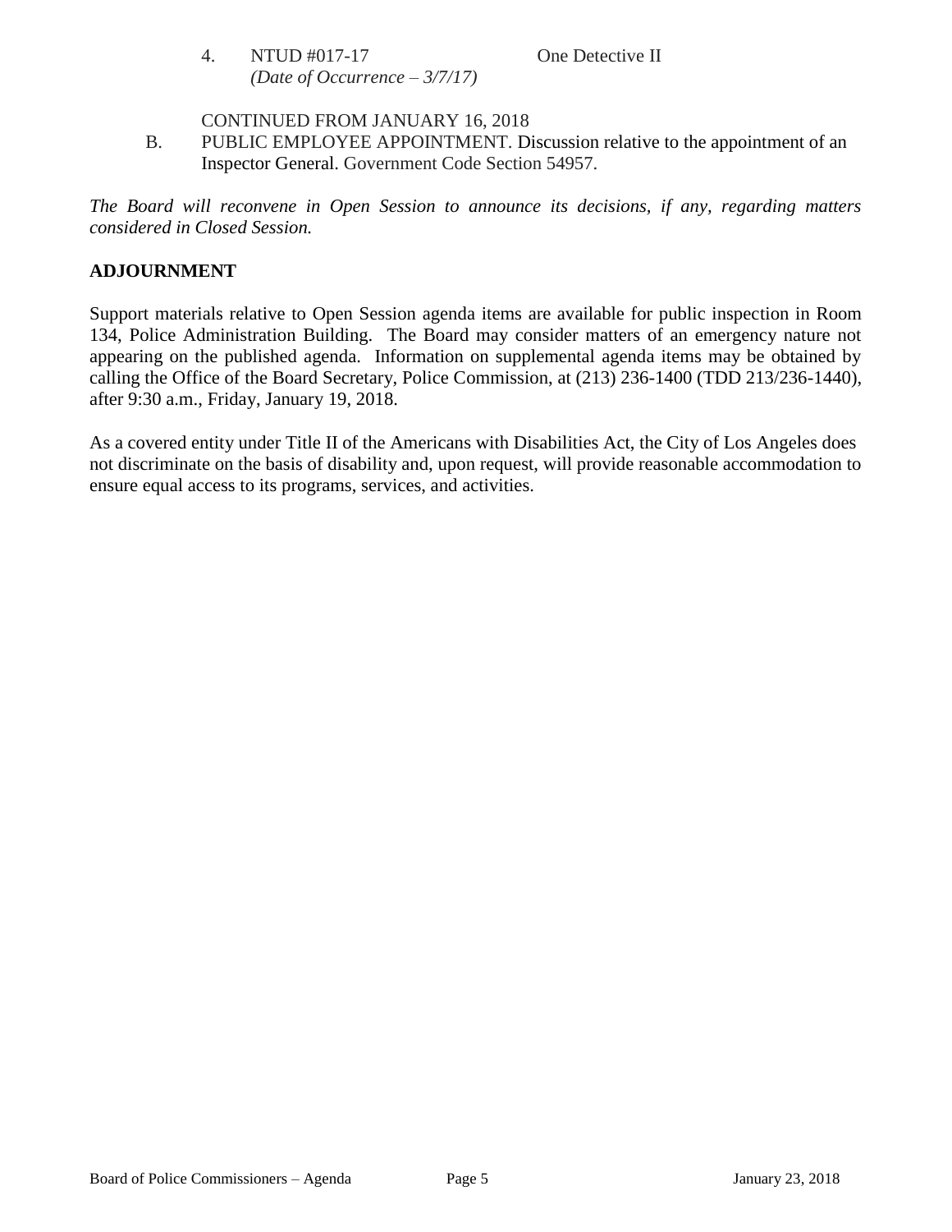4. NTUD #017-17 One Detective II
   *(Date of Occurrence – 3/7/17)*

CONTINUED FROM JANUARY 16, 2018

B. PUBLIC EMPLOYEE APPOINTMENT. Discussion relative to the appointment of an Inspector General. Government Code Section 54957.

*The Board will reconvene in Open Session to announce its decisions, if any, regarding matters considered in Closed Session.*

**ADJOURNMENT**

Support materials relative to Open Session agenda items are available for public inspection in Room 134, Police Administration Building. The Board may consider matters of an emergency nature not appearing on the published agenda. Information on supplemental agenda items may be obtained by calling the Office of the Board Secretary, Police Commission, at (213) 236-1400 (TDD 213/236-1440), after 9:30 a.m., Friday, January 19, 2018.

As a covered entity under Title II of the Americans with Disabilities Act, the City of Los Angeles does not discriminate on the basis of disability and, upon request, will provide reasonable accommodation to ensure equal access to its programs, services, and activities.